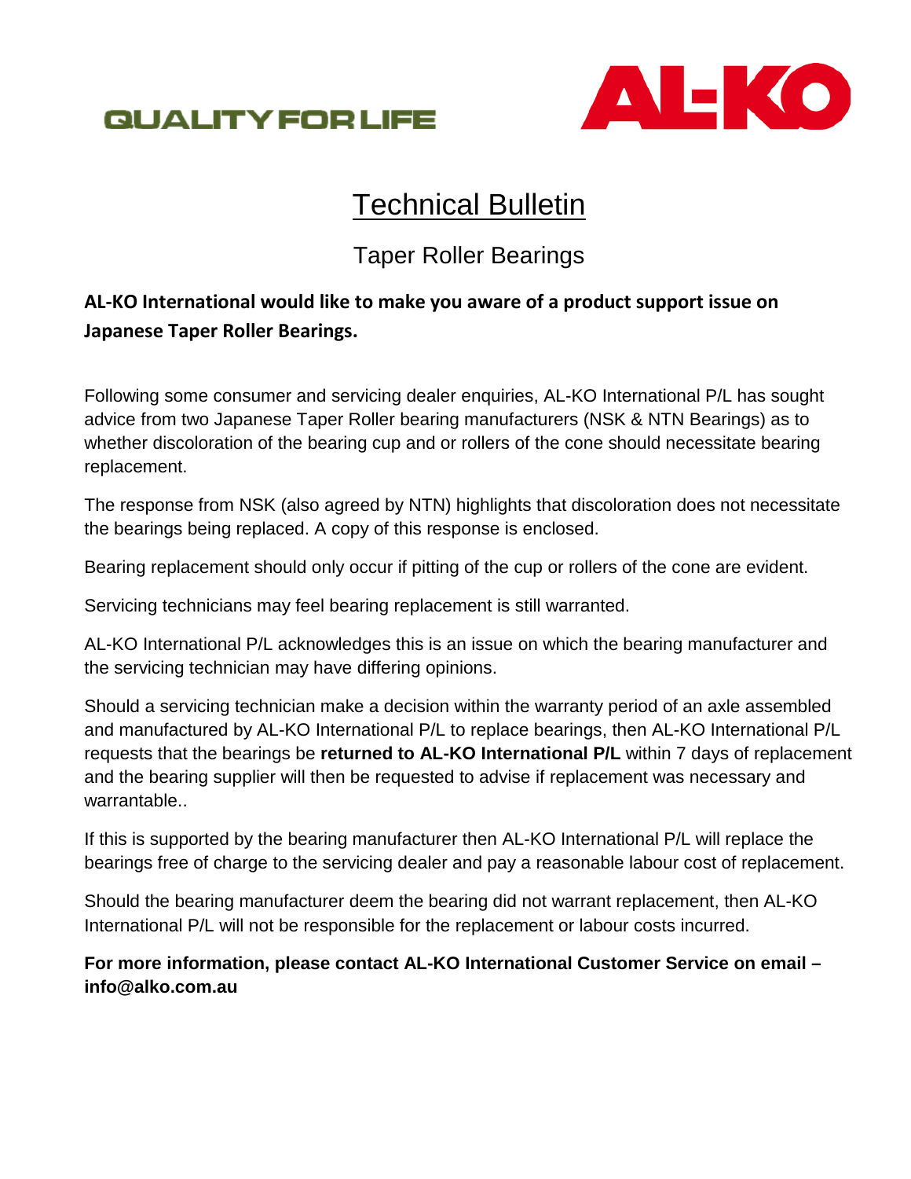QUALITY FOR LIFE

AL-KO

# Technical Bulletin

## Taper Roller Bearings

**AL-KO International would like to make you aware of a product support issue on Japanese Taper Roller Bearings.**

Following some consumer and servicing dealer enquiries, AL-KO International P/L has sought advice from two Japanese Taper Roller bearing manufacturers (NSK & NTN Bearings) as to whether discoloration of the bearing cup and or rollers of the cone should necessitate bearing replacement.

The response from NSK (also agreed by NTN) highlights that discoloration does not necessitate the bearings being replaced. A copy of this response is enclosed.

Bearing replacement should only occur if pitting of the cup or rollers of the cone are evident.

Servicing technicians may feel bearing replacement is still warranted.

AL-KO International P/L acknowledges this is an issue on which the bearing manufacturer and the servicing technician may have differing opinions.

Should a servicing technician make a decision within the warranty period of an axle assembled and manufactured by AL-KO International P/L to replace bearings, then AL-KO International P/L requests that the bearings be **returned to AL-KO International P/L** within 7 days of replacement and the bearing supplier will then be requested to advise if replacement was necessary and warrantable..

If this is supported by the bearing manufacturer then AL-KO International P/L will replace the bearings free of charge to the servicing dealer and pay a reasonable labour cost of replacement.

Should the bearing manufacturer deem the bearing did not warrant replacement, then AL-KO International P/L will not be responsible for the replacement or labour costs incurred.

**For more information, please contact AL-KO International Customer Service on email – info@alko.com.au**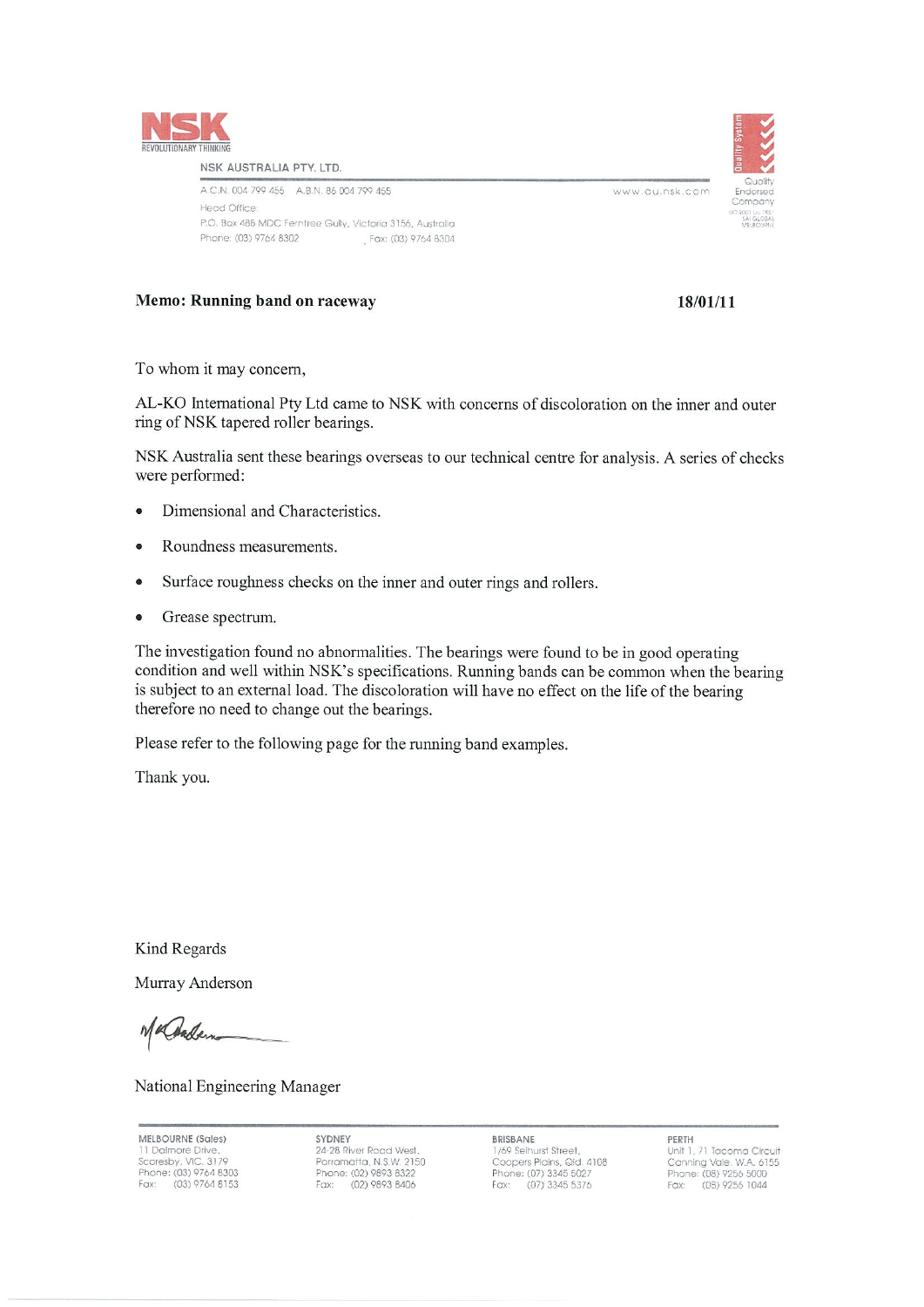NSK
REVOLUTIONARY THINKING

NSK AUSTRALIA PTY. LTD.

A.C.N. 004 799 455 A.B.N. 86 004 799 455

Head Office:
P.O. Box 488 MDC Ferntree Gully, Victoria 3156, Australia
Phone: (03) 9764 8302 Fax: (03) 9764 8304

www.au.nsk.com

Quality Endorsed Company

**Memo: Running band on raceway** **18/01/11**

To whom it may concern,

AL-KO International Pty Ltd came to NSK with concerns of discoloration on the inner and outer ring of NSK tapered roller bearings.

NSK Australia sent these bearings overseas to our technical centre for analysis. A series of checks were performed:

- Dimensional and Characteristics.
- Roundness measurements.
- Surface roughness checks on the inner and outer rings and rollers.
- Grease spectrum.

The investigation found no abnormalities. The bearings were found to be in good operating condition and well within NSK's specifications. Running bands can be common when the bearing is subject to an external load. The discoloration will have no effect on the life of the bearing therefore no need to change out the bearings.

Please refer to the following page for the running band examples.

Thank you.

Kind Regards

Murray Anderson

National Engineering Manager

MELBOURNE (Sales)
11 Dalmore Drive,
Scoresby, VIC. 3179
Phone: (03) 9764 8303
Fax: (03) 9764 8153

SYDNEY
24-28 River Road West,
Parramatta, N.S.W. 2150
Phone: (02) 9893 8322
Fax: (02) 9893 8406

BRISBANE
1/69 Selhurst Street,
Coopers Plains, Qld. 4108
Phone: (07) 3345 5027
Fax: (07) 3345 5376

PERTH
Unit 1, 71 Tacoma Circuit
Canning Vale, W.A. 6155
Phone: (08) 9256 5000
Fax: (08) 9256 1044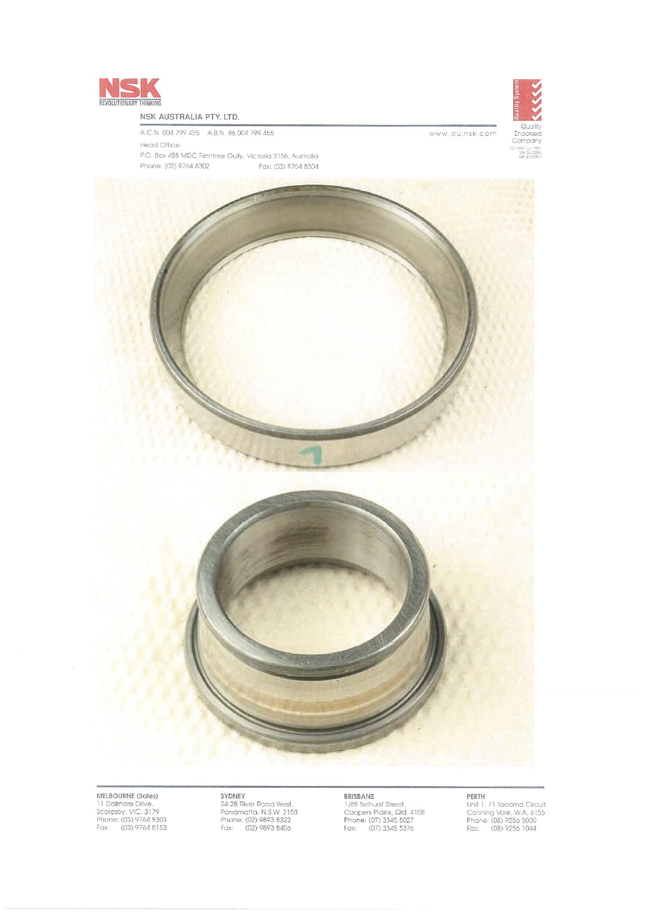NSK
REVOLUTIONARY THINKING

NSK AUSTRALIA PTY. LTD.

A.C.N. 004 799 455    A.B.N. 86 004 799 455    www.au.nsk.com

Head Office:
P.O. Box 488 MDC Ferntree Gully, Victoria 3156, Australia
Phone: (03) 9764 8302    Fax: (03) 9764 8304

Quality Endorsed Company

**MELBOURNE (Sales)**
11 Dalmore Drive,
Scoresby, VIC. 3179
Phone: (03) 9764 8303
Fax: (03) 9764 8153

**SYDNEY**
24-28 River Road West,
Parramatta, N.S.W. 2150
Phone: (02) 9893 8322
Fax: (02) 9893 8406

**BRISBANE**
1/69 Selhurst Street,
Coopers Plains, Qld. 4108
Phone: (07) 3345 5027
Fax: (07) 3345 5376

**PERTH**
Unit 1, 71 Tacoma Circuit
Canning Vale, W.A. 6155
Phone: (08) 9256 5000
Fax: (08) 9256 1044